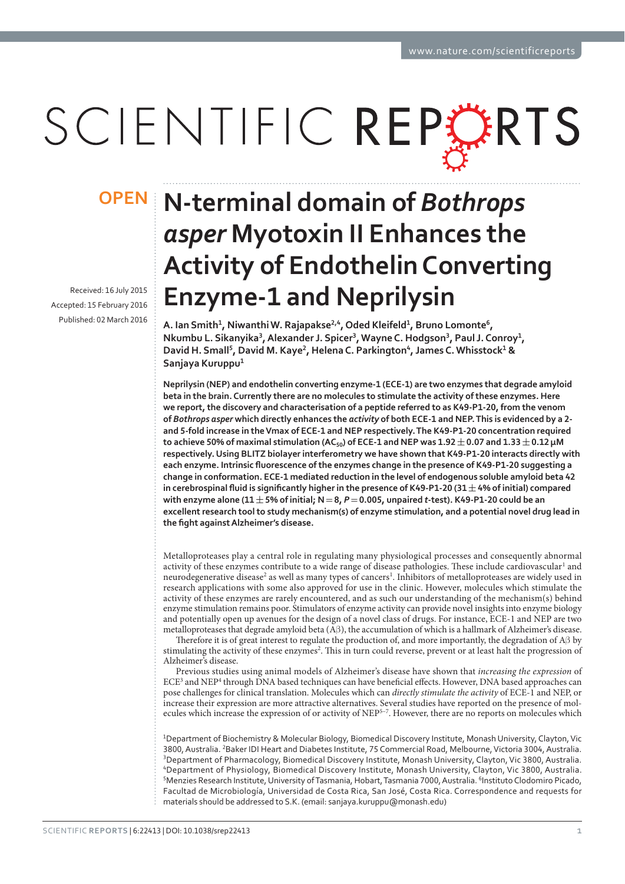OPEN

# N-terminal domain of *Bothrops asper* Myotoxin II Enhances the Activity of Endothelin Converting Enzyme-1 and Neprilysin

Received: 16 July 2015
Accepted: 15 February 2016
Published: 02 March 2016

A. Ian Smith[1], Niwanthi W. Rajapakse[2,4], Oded Kleifeld[1], Bruno Lomonte[6], Nkumbu L. Sikanyika[3], Alexander J. Spicer[3], Wayne C. Hodgson[3], Paul J. Conroy[1], David H. Small[5], David M. Kaye[2], Helena C. Parkington[4], James C. Whisstock[1] & Sanjaya Kuruppu[1]

**Neprilysin (NEP) and endothelin converting enzyme-1 (ECE-1) are two enzymes that degrade amyloid beta in the brain. Currently there are no molecules to stimulate the activity of these enzymes. Here we report, the discovery and characterisation of a peptide referred to as K49-P1-20, from the venom of *Bothrops asper* which directly enhances the *activity* of both ECE-1 and NEP. This is evidenced by a 2- and 5-fold increase in the Vmax of ECE-1 and NEP respectively. The K49-P1-20 concentration required to achieve 50% of maximal stimulation ($AC_{50}$) of ECE-1 and NEP was 1.92 ± 0.07 and 1.33 ± 0.12 μM respectively. Using BLITZ biolayer interferometry we have shown that K49-P1-20 interacts directly with each enzyme. Intrinsic fluorescence of the enzymes change in the presence of K49-P1-20 suggesting a change in conformation. ECE-1 mediated reduction in the level of endogenous soluble amyloid beta 42 in cerebrospinal fluid is significantly higher in the presence of K49-P1-20 (31 ± 4% of initial) compared with enzyme alone (11 ± 5% of initial; N = 8, *P* = 0.005, unpaired *t*-test). K49-P1-20 could be an excellent research tool to study mechanism(s) of enzyme stimulation, and a potential novel drug lead in the fight against Alzheimer's disease.**

Metalloproteases play a central role in regulating many physiological processes and consequently abnormal activity of these enzymes contribute to a wide range of disease pathologies. These include cardiovascular[1] and neurodegenerative disease[2] as well as many types of cancers[1]. Inhibitors of metalloproteases are widely used in research applications with some also approved for use in the clinic. However, molecules which stimulate the activity of these enzymes are rarely encountered, and as such our understanding of the mechanism(s) behind enzyme stimulation remains poor. Stimulators of enzyme activity can provide novel insights into enzyme biology and potentially open up avenues for the design of a novel class of drugs. For instance, ECE-1 and NEP are two metalloproteases that degrade amyloid beta (Aβ), the accumulation of which is a hallmark of Alzheimer's disease.

Therefore it is of great interest to regulate the production of, and more importantly, the degradation of Aβ by stimulating the activity of these enzymes[2]. This in turn could reverse, prevent or at least halt the progression of Alzheimer's disease.

Previous studies using animal models of Alzheimer's disease have shown that *increasing the expression* of ECE[3] and NEP[4] through DNA based techniques can have beneficial effects. However, DNA based approaches can pose challenges for clinical translation. Molecules which can *directly stimulate the activity* of ECE-1 and NEP, or increase their expression are more attractive alternatives. Several studies have reported on the presence of molecules which increase the expression of or activity of NEP[5–7]. However, there are no reports on molecules which

[1]Department of Biochemistry & Molecular Biology, Biomedical Discovery Institute, Monash University, Clayton, Vic 3800, Australia. [2]Baker IDI Heart and Diabetes Institute, 75 Commercial Road, Melbourne, Victoria 3004, Australia. [3]Department of Pharmacology, Biomedical Discovery Institute, Monash University, Clayton, Vic 3800, Australia. [4]Department of Physiology, Biomedical Discovery Institute, Monash University, Clayton, Vic 3800, Australia. [5]Menzies Research Institute, University of Tasmania, Hobart, Tasmania 7000, Australia. [6]Instituto Clodomiro Picado, Facultad de Microbiología, Universidad de Costa Rica, San José, Costa Rica. Correspondence and requests for materials should be addressed to S.K. (email: sanjaya.kuruppu@monash.edu)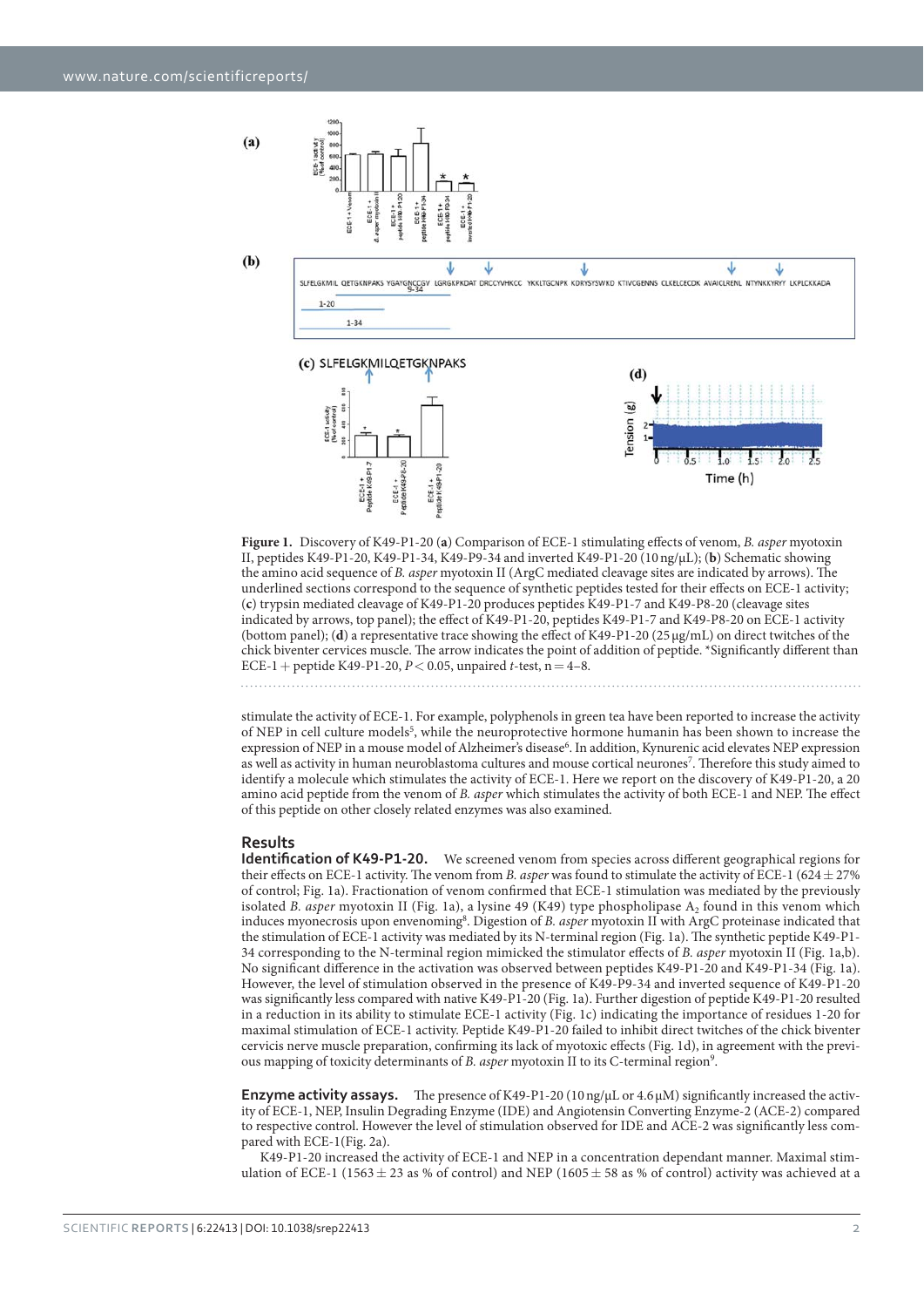**Figure 1.** Discovery of K49-P1-20 (**a**) Comparison of ECE-1 stimulating effects of venom, *B. asper* myotoxin II, peptides K49-P1-20, K49-P1-34, K49-P9-34 and inverted K49-P1-20 (10 ng/μL); (**b**) Schematic showing the amino acid sequence of *B. asper* myotoxin II (ArgC mediated cleavage sites are indicated by arrows). The underlined sections correspond to the sequence of synthetic peptides tested for their effects on ECE-1 activity; (**c**) trypsin mediated cleavage of K49-P1-20 produces peptides K49-P1-7 and K49-P8-20 (cleavage sites indicated by arrows, top panel); the effect of K49-P1-20, peptides K49-P1-7 and K49-P8-20 on ECE-1 activity (bottom panel); (**d**) a representative trace showing the effect of K49-P1-20 (25 μg/mL) on direct twitches of the chick biventer cervices muscle. The arrow indicates the point of addition of peptide. *Significantly different than ECE-1 + peptide K49-P1-20, $P < 0.05$, unpaired *t*-test, n = 4–8.

stimulate the activity of ECE-1. For example, polyphenols in green tea have been reported to increase the activity of NEP in cell culture models[5], while the neuroprotective hormone humanin has been shown to increase the expression of NEP in a mouse model of Alzheimer's disease[6]. In addition, Kynurenic acid elevates NEP expression as well as activity in human neuroblastoma cultures and mouse cortical neurones[7]. Therefore this study aimed to identify a molecule which stimulates the activity of ECE-1. Here we report on the discovery of K49-P1-20, a 20 amino acid peptide from the venom of *B. asper* which stimulates the activity of both ECE-1 and NEP. The effect of this peptide on other closely related enzymes was also examined.

## Results

**Identification of K49-P1-20.** We screened venom from species across different geographical regions for their effects on ECE-1 activity. The venom from *B. asper* was found to stimulate the activity of ECE-1 (624 ± 27% of control; Fig. 1a). Fractionation of venom confirmed that ECE-1 stimulation was mediated by the previously isolated *B. asper* myotoxin II (Fig. 1a), a lysine 49 (K49) type phospholipase $A_2$ found in this venom which induces myonecrosis upon envenoming[8]. Digestion of *B. asper* myotoxin II with ArgC proteinase indicated that the stimulation of ECE-1 activity was mediated by its N-terminal region (Fig. 1a). The synthetic peptide K49-P1-34 corresponding to the N-terminal region mimicked the stimulator effects of *B. asper* myotoxin II (Fig. 1a,b). No significant difference in the activation was observed between peptides K49-P1-20 and K49-P1-34 (Fig. 1a). However, the level of stimulation observed in the presence of K49-P9-34 and inverted sequence of K49-P1-20 was significantly less compared with native K49-P1-20 (Fig. 1a). Further digestion of peptide K49-P1-20 resulted in a reduction in its ability to stimulate ECE-1 activity (Fig. 1c) indicating the importance of residues 1-20 for maximal stimulation of ECE-1 activity. Peptide K49-P1-20 failed to inhibit direct twitches of the chick biventer cervicis nerve muscle preparation, confirming its lack of myotoxic effects (Fig. 1d), in agreement with the previous mapping of toxicity determinants of *B. asper* myotoxin II to its C-terminal region[9].

**Enzyme activity assays.** The presence of K49-P1-20 (10 ng/μL or 4.6 μM) significantly increased the activity of ECE-1, NEP, Insulin Degrading Enzyme (IDE) and Angiotensin Converting Enzyme-2 (ACE-2) compared to respective control. However the level of stimulation observed for IDE and ACE-2 was significantly less compared with ECE-1(Fig. 2a).

K49-P1-20 increased the activity of ECE-1 and NEP in a concentration dependant manner. Maximal stimulation of ECE-1 (1563 ± 23 as % of control) and NEP (1605 ± 58 as % of control) activity was achieved at a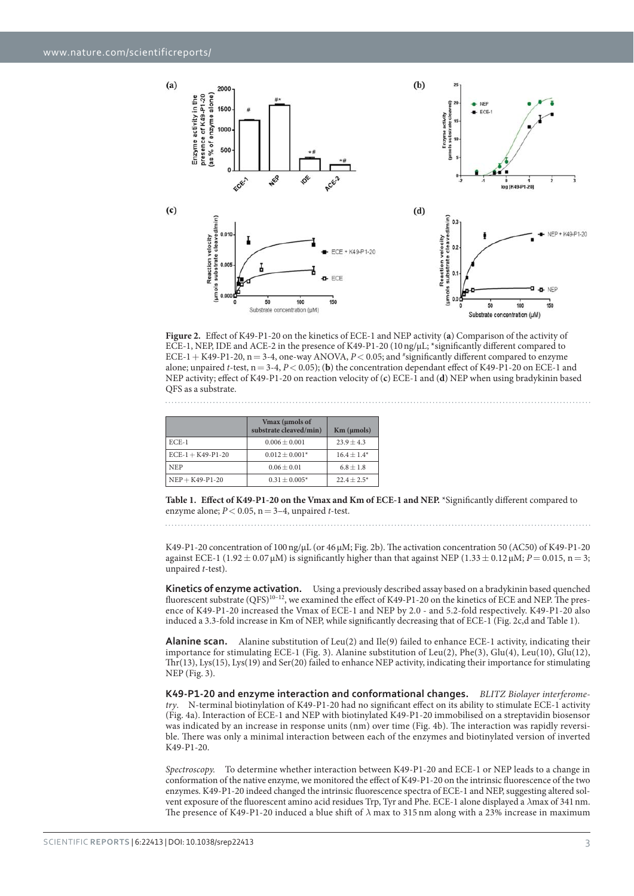**Figure 2.** Effect of K49-P1-20 on the kinetics of ECE-1 and NEP activity (**a**) Comparison of the activity of ECE-1, NEP, IDE and ACE-2 in the presence of K49-P1-20 (10 ng/μL; *significantly different compared to ECE-1 + K49-P1-20, n = 3-4, one-way ANOVA, $P < 0.05$; and #significantly different compared to enzyme alone; unpaired *t*-test, n = 3-4, $P < 0.05$); (**b**) the concentration dependant effect of K49-P1-20 on ECE-1 and NEP activity; effect of K49-P1-20 on reaction velocity of (**c**) ECE-1 and (**d**) NEP when using bradykinin based QFS as a substrate.

| | Vmax (μmols of substrate cleaved/min) | Km (μmols) |
|---|---|---|
| ECE-1 | 0.006 ± 0.001 | 23.9 ± 4.3 |
| ECE-1 + K49-P1-20 | 0.012 ± 0.001* | 16.4 ± 1.4* |
| NEP | 0.06 ± 0.01 | 6.8 ± 1.8 |
| NEP + K49-P1-20 | 0.31 ± 0.005* | 22.4 ± 2.5* |

**Table 1. Effect of K49-P1-20 on the Vmax and Km of ECE-1 and NEP.** *Significantly different compared to enzyme alone; $P < 0.05$, n = 3–4, unpaired *t*-test.

K49-P1-20 concentration of 100 ng/μL (or 46 μM; Fig. 2b). The activation concentration 50 (AC50) of K49-P1-20 against ECE-1 (1.92 ± 0.07 μM) is significantly higher than that against NEP (1.33 ± 0.12 μM; $P = 0.015$, n = 3; unpaired *t*-test).

**Kinetics of enzyme activation.** Using a previously described assay based on a bradykinin based quenched fluorescent substrate (QFS)[10–12], we examined the effect of K49-P1-20 on the kinetics of ECE and NEP. The presence of K49-P1-20 increased the Vmax of ECE-1 and NEP by 2.0 - and 5.2-fold respectively. K49-P1-20 also induced a 3.3-fold increase in Km of NEP, while significantly decreasing that of ECE-1 (Fig. 2c,d and Table 1).

**Alanine scan.** Alanine substitution of Leu(2) and Ile(9) failed to enhance ECE-1 activity, indicating their importance for stimulating ECE-1 (Fig. 3). Alanine substitution of Leu(2), Phe(3), Glu(4), Leu(10), Glu(12), Thr(13), Lys(15), Lys(19) and Ser(20) failed to enhance NEP activity, indicating their importance for stimulating NEP (Fig. 3).

**K49-P1-20 and enzyme interaction and conformational changes.** *BLITZ Biolayer interferometry*. N-terminal biotinylation of K49-P1-20 had no significant effect on its ability to stimulate ECE-1 activity (Fig. 4a). Interaction of ECE-1 and NEP with biotinylated K49-P1-20 immobilised on a streptavidin biosensor was indicated by an increase in response units (nm) over time (Fig. 4b). The interaction was rapidly reversible. There was only a minimal interaction between each of the enzymes and biotinylated version of inverted K49-P1-20.

*Spectroscopy.* To determine whether interaction between K49-P1-20 and ECE-1 or NEP leads to a change in conformation of the native enzyme, we monitored the effect of K49-P1-20 on the intrinsic fluorescence of the two enzymes. K49-P1-20 indeed changed the intrinsic fluorescence spectra of ECE-1 and NEP, suggesting altered solvent exposure of the fluorescent amino acid residues Trp, Tyr and Phe. ECE-1 alone displayed a $\lambda$max of 341 nm. The presence of K49-P1-20 induced a blue shift of $\lambda$ max to 315 nm along with a 23% increase in maximum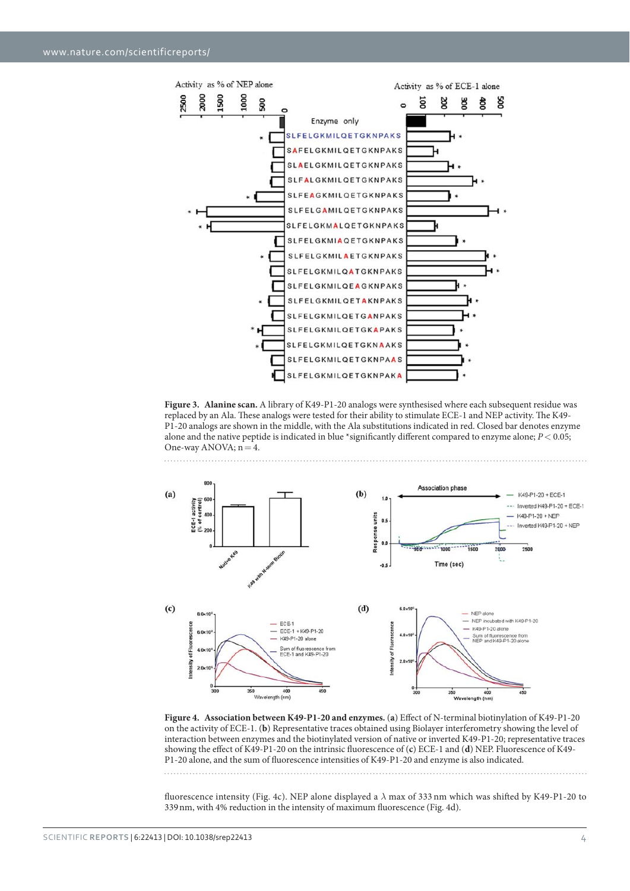**Figure 3. Alanine scan.** A library of K49-P1-20 analogs were synthesised where each subsequent residue was replaced by an Ala. These analogs were tested for their ability to stimulate ECE-1 and NEP activity. The K49-P1-20 analogs are shown in the middle, with the Ala substitutions indicated in red. Closed bar denotes enzyme alone and the native peptide is indicated in blue *significantly different compared to enzyme alone; $P < 0.05$; One-way ANOVA; n = 4.

**Figure 4. Association between K49-P1-20 and enzymes.** (**a**) Effect of N-terminal biotinylation of K49-P1-20 on the activity of ECE-1. (**b**) Representative traces obtained using Biolayer interferometry showing the level of interaction between enzymes and the biotinylated version of native or inverted K49-P1-20; representative traces showing the effect of K49-P1-20 on the intrinsic fluorescence of (**c**) ECE-1 and (**d**) NEP. Fluorescence of K49-P1-20 alone, and the sum of fluorescence intensities of K49-P1-20 and enzyme is also indicated.

fluorescence intensity (Fig. 4c). NEP alone displayed a $\lambda$ max of 333 nm which was shifted by K49-P1-20 to 339 nm, with 4% reduction in the intensity of maximum fluorescence (Fig. 4d).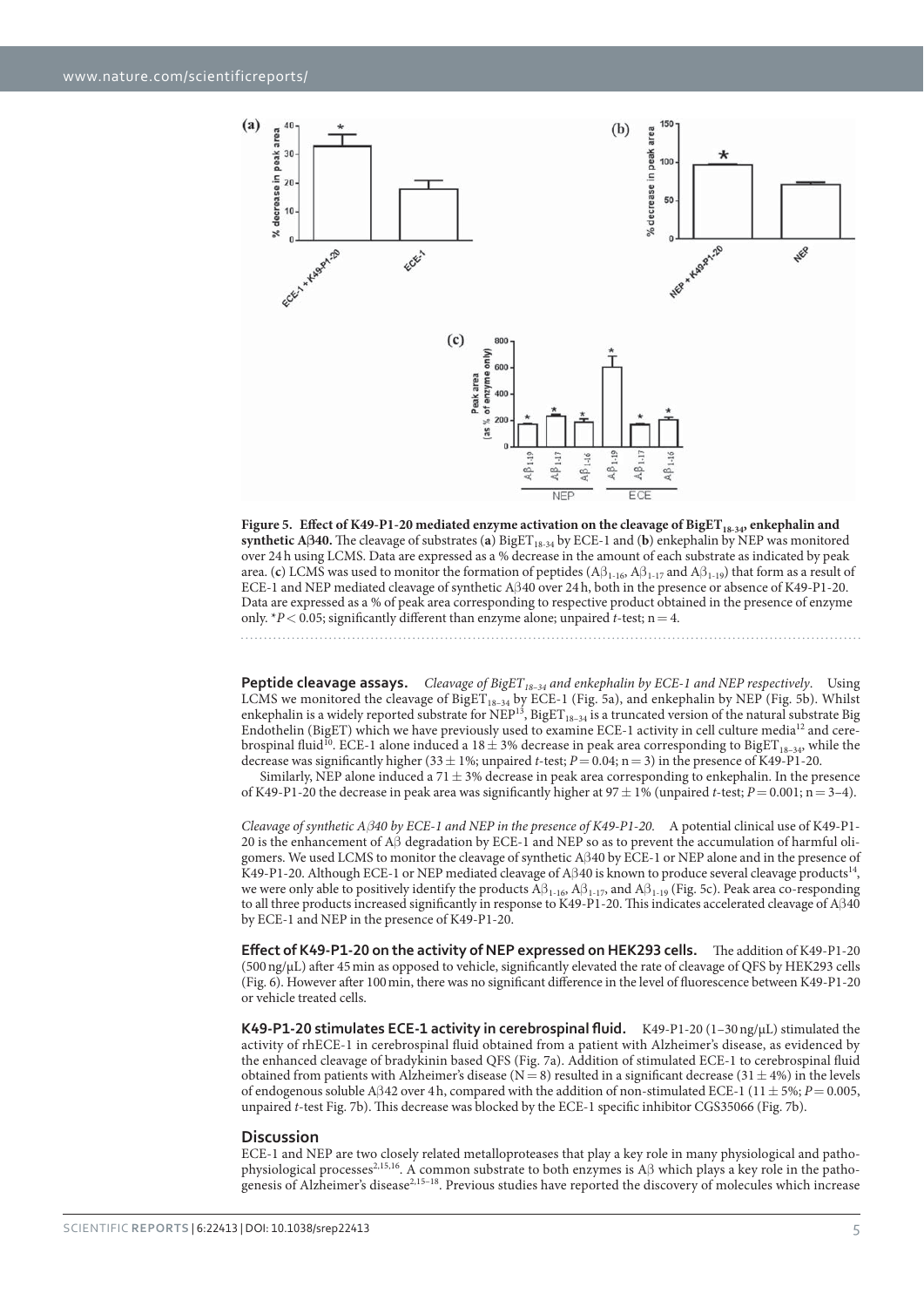**Figure 5. Effect of K49-P1-20 mediated enzyme activation on the cleavage of $BigET_{18-34}$, enkephalin and synthetic Aβ40.** The cleavage of substrates (**a**) $BigET_{18-34}$ by ECE-1 and (**b**) enkephalin by NEP was monitored over 24 h using LCMS. Data are expressed as a % decrease in the amount of each substrate as indicated by peak area. (**c**) LCMS was used to monitor the formation of peptides ($Aβ_{1-16}$, $Aβ_{1-17}$ and $Aβ_{1-19}$) that form as a result of ECE-1 and NEP mediated cleavage of synthetic Aβ40 over 24 h, both in the presence or absence of K49-P1-20. Data are expressed as a % of peak area corresponding to respective product obtained in the presence of enzyme only. $^*P < 0.05$; significantly different than enzyme alone; unpaired *t*-test; n = 4.

**Peptide cleavage assays.** *Cleavage of $BigET_{18-34}$ and enkephalin by ECE-1 and NEP respectively.* Using LCMS we monitored the cleavage of $BigET_{18-34}$ by ECE-1 (Fig. 5a), and enkephalin by NEP (Fig. 5b). Whilst enkephalin is a widely reported substrate for NEP[13], $BigET_{18-34}$ is a truncated version of the natural substrate Big Endothelin (BigET) which we have previously used to examine ECE-1 activity in cell culture media[12] and cerebrospinal fluid[10]. ECE-1 alone induced a 18 ± 3% decrease in peak area corresponding to $BigET_{18-34}$, while the decrease was significantly higher (33 ± 1%; unpaired *t*-test; *P* = 0.04; n = 3) in the presence of K49-P1-20.

Similarly, NEP alone induced a 71 ± 3% decrease in peak area corresponding to enkephalin. In the presence of K49-P1-20 the decrease in peak area was significantly higher at 97 ± 1% (unpaired *t*-test; *P* = 0.001; n = 3–4).

*Cleavage of synthetic Aβ40 by ECE-1 and NEP in the presence of K49-P1-20.* A potential clinical use of K49-P1-20 is the enhancement of Aβ degradation by ECE-1 and NEP so as to prevent the accumulation of harmful oligomers. We used LCMS to monitor the cleavage of synthetic Aβ40 by ECE-1 or NEP alone and in the presence of K49-P1-20. Although ECE-1 or NEP mediated cleavage of Aβ40 is known to produce several cleavage products[14], we were only able to positively identify the products $Aβ_{1-16}$, $Aβ_{1-17}$, and $Aβ_{1-19}$ (Fig. 5c). Peak area co-responding to all three products increased significantly in response to K49-P1-20. This indicates accelerated cleavage of Aβ40 by ECE-1 and NEP in the presence of K49-P1-20.

**Effect of K49-P1-20 on the activity of NEP expressed on HEK293 cells.** The addition of K49-P1-20 (500 ng/μL) after 45 min as opposed to vehicle, significantly elevated the rate of cleavage of QFS by HEK293 cells (Fig. 6). However after 100 min, there was no significant difference in the level of fluorescence between K49-P1-20 or vehicle treated cells.

**K49-P1-20 stimulates ECE-1 activity in cerebrospinal fluid.** K49-P1-20 (1–30 ng/μL) stimulated the activity of rhECE-1 in cerebrospinal fluid obtained from a patient with Alzheimer's disease, as evidenced by the enhanced cleavage of bradykinin based QFS (Fig. 7a). Addition of stimulated ECE-1 to cerebrospinal fluid obtained from patients with Alzheimer's disease (N = 8) resulted in a significant decrease (31 ± 4%) in the levels of endogenous soluble Aβ42 over 4 h, compared with the addition of non-stimulated ECE-1 (11 ± 5%; *P* = 0.005, unpaired *t*-test Fig. 7b). This decrease was blocked by the ECE-1 specific inhibitor CGS35066 (Fig. 7b).

## Discussion

ECE-1 and NEP are two closely related metalloproteases that play a key role in many physiological and pathophysiological processes[2,15,16]. A common substrate to both enzymes is Aβ which plays a key role in the pathogenesis of Alzheimer's disease[2,15–18]. Previous studies have reported the discovery of molecules which increase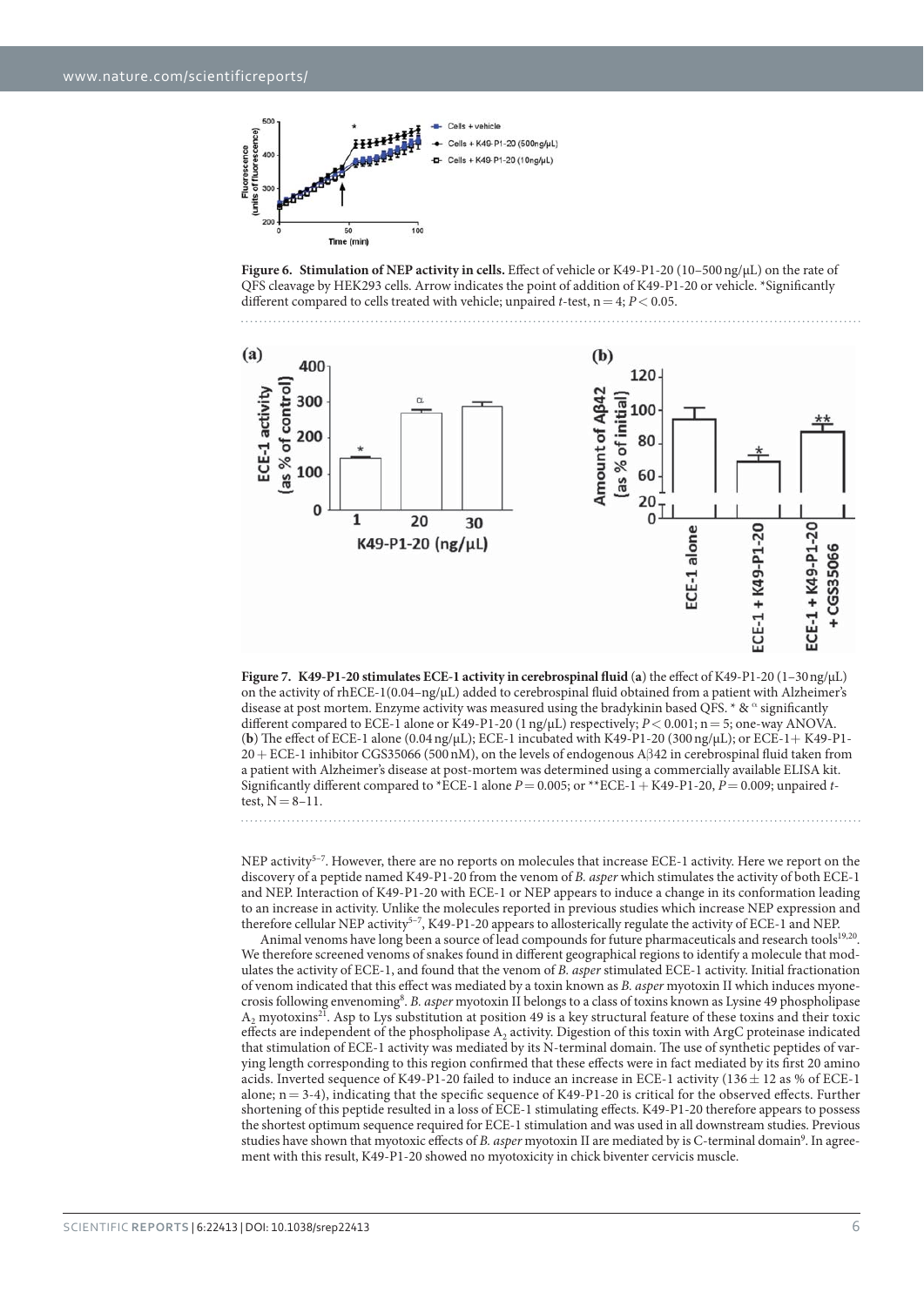**Figure 6. Stimulation of NEP activity in cells.** Effect of vehicle or K49-P1-20 (10–500 ng/μL) on the rate of QFS cleavage by HEK293 cells. Arrow indicates the point of addition of K49-P1-20 or vehicle. *Significantly different compared to cells treated with vehicle; unpaired *t*-test, n = 4; $P < 0.05$.

**Figure 7. K49-P1-20 stimulates ECE-1 activity in cerebrospinal fluid** (**a**) the effect of K49-P1-20 (1–30 ng/μL) on the activity of rhECE-1(0.04–ng/μL) added to cerebrospinal fluid obtained from a patient with Alzheimer's disease at post mortem. Enzyme activity was measured using the bradykinin based QFS. * & $^{\alpha}$ significantly different compared to ECE-1 alone or K49-P1-20 (1 ng/μL) respectively; $P < 0.001$; n = 5; one-way ANOVA. (**b**) The effect of ECE-1 alone (0.04 ng/μL); ECE-1 incubated with K49-P1-20 (300 ng/μL); or ECE-1+ K49-P1-20 + ECE-1 inhibitor CGS35066 (500 nM), on the levels of endogenous Aβ42 in cerebrospinal fluid taken from a patient with Alzheimer's disease at post-mortem was determined using a commercially available ELISA kit. Significantly different compared to *ECE-1 alone $P = 0.005$; or **ECE-1 + K49-P1-20, $P = 0.009$; unpaired *t*-test, N = 8–11.

NEP activity[5–7]. However, there are no reports on molecules that increase ECE-1 activity. Here we report on the discovery of a peptide named K49-P1-20 from the venom of *B. asper* which stimulates the activity of both ECE-1 and NEP. Interaction of K49-P1-20 with ECE-1 or NEP appears to induce a change in its conformation leading to an increase in activity. Unlike the molecules reported in previous studies which increase NEP expression and therefore cellular NEP activity[5–7], K49-P1-20 appears to allosterically regulate the activity of ECE-1 and NEP.

Animal venoms have long been a source of lead compounds for future pharmaceuticals and research tools[19,20]. We therefore screened venoms of snakes found in different geographical regions to identify a molecule that modulates the activity of ECE-1, and found that the venom of *B. asper* stimulated ECE-1 activity. Initial fractionation of venom indicated that this effect was mediated by a toxin known as *B. asper* myotoxin II which induces myonecrosis following envenoming[8]. *B. asper* myotoxin II belongs to a class of toxins known as Lysine 49 phospholipase $A_2$ myotoxins[21]. Asp to Lys substitution at position 49 is a key structural feature of these toxins and their toxic effects are independent of the phospholipase $A_2$ activity. Digestion of this toxin with ArgC proteinase indicated that stimulation of ECE-1 activity was mediated by its N-terminal domain. The use of synthetic peptides of varying length corresponding to this region confirmed that these effects were in fact mediated by its first 20 amino acids. Inverted sequence of K49-P1-20 failed to induce an increase in ECE-1 activity (136 ± 12 as % of ECE-1 alone; n = 3-4), indicating that the specific sequence of K49-P1-20 is critical for the observed effects. Further shortening of this peptide resulted in a loss of ECE-1 stimulating effects. K49-P1-20 therefore appears to possess the shortest optimum sequence required for ECE-1 stimulation and was used in all downstream studies. Previous studies have shown that myotoxic effects of *B. asper* myotoxin II are mediated by is C-terminal domain[9]. In agreement with this result, K49-P1-20 showed no myotoxicity in chick biventer cervicis muscle.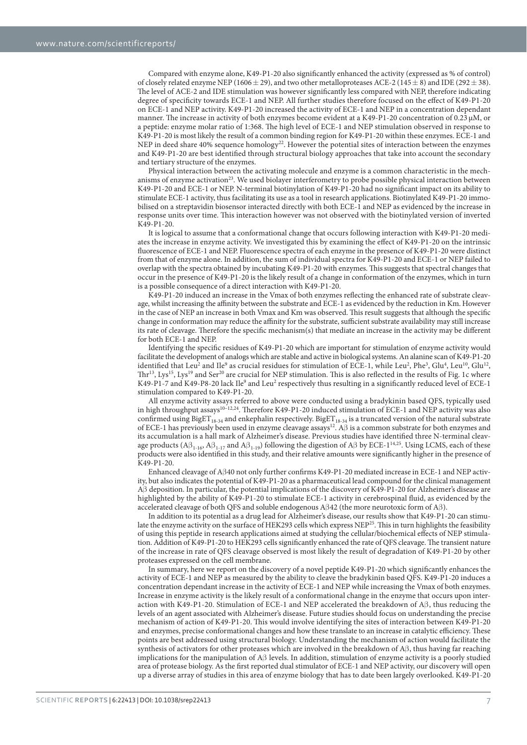Compared with enzyme alone, K49-P1-20 also significantly enhanced the activity (expressed as % of control) of closely related enzyme NEP ($1606 \pm 29$), and two other metalloproteases ACE-2 ($145 \pm 8$) and IDE ($292 \pm 38$). The level of ACE-2 and IDE stimulation was however significantly less compared with NEP, therefore indicating degree of specificity towards ECE-1 and NEP. All further studies therefore focused on the effect of K49-P1-20 on ECE-1 and NEP activity. K49-P1-20 increased the activity of ECE-1 and NEP in a concentration dependant manner. The increase in activity of both enzymes become evident at a K49-P1-20 concentration of 0.23 μM, or a peptide: enzyme molar ratio of 1:368. The high level of ECE-1 and NEP stimulation observed in response to K49-P1-20 is most likely the result of a common binding region for K49-P1-20 within these enzymes. ECE-1 and NEP in deed share 40% sequence homology[22]. However the potential sites of interaction between the enzymes and K49-P1-20 are best identified through structural biology approaches that take into account the secondary and tertiary structure of the enzymes.

Physical interaction between the activating molecule and enzyme is a common characteristic in the mechanisms of enzyme activation[23]. We used biolayer interferometry to probe possible physical interaction between K49-P1-20 and ECE-1 or NEP. N-terminal biotinylation of K49-P1-20 had no significant impact on its ability to stimulate ECE-1 activity, thus facilitating its use as a tool in research applications. Biotinylated K49-P1-20 immobilised on a streptavidin biosensor interacted directly with both ECE-1 and NEP as evidenced by the increase in response units over time. This interaction however was not observed with the biotinylated version of inverted K49-P1-20.

It is logical to assume that a conformational change that occurs following interaction with K49-P1-20 mediates the increase in enzyme activity. We investigated this by examining the effect of K49-P1-20 on the intrinsic fluorescence of ECE-1 and NEP. Fluorescence spectra of each enzyme in the presence of K49-P1-20 were distinct from that of enzyme alone. In addition, the sum of individual spectra for K49-P1-20 and ECE-1 or NEP failed to overlap with the spectra obtained by incubating K49-P1-20 with enzymes. This suggests that spectral changes that occur in the presence of K49-P1-20 is the likely result of a change in conformation of the enzymes, which in turn is a possible consequence of a direct interaction with K49-P1-20.

K49-P1-20 induced an increase in the Vmax of both enzymes reflecting the enhanced rate of substrate cleavage, whilst increasing the affinity between the substrate and ECE-1 as evidenced by the reduction in Km. However in the case of NEP an increase in both Vmax and Km was observed. This result suggests that although the specific change in conformation may reduce the affinity for the substrate, sufficient substrate availability may still increase its rate of cleavage. Therefore the specific mechanism(s) that mediate an increase in the activity may be different for both ECE-1 and NEP.

Identifying the specific residues of K49-P1-20 which are important for stimulation of enzyme activity would facilitate the development of analogs which are stable and active in biological systems. An alanine scan of K49-P1-20 identified that $Leu^2$ and $Ile^9$ as crucial residues for stimulation of ECE-1, while $Leu^2$, $Phe^3$, $Glu^4$, $Leu^{10}$, $Glu^{12}$, $Thr^{13}$, $Lys^{15}$, $Lys^{19}$ and $Ser^{20}$ are crucial for NEP stimulation. This is also reflected in the results of Fig. 1c where K49-P1-7 and K49-P8-20 lack $Ile^9$ and $Leu^2$ respectively thus resulting in a significantly reduced level of ECE-1 stimulation compared to K49-P1-20.

All enzyme activity assays referred to above were conducted using a bradykinin based QFS, typically used in high throughput assays[10–12,24]. Therefore K49-P1-20 induced stimulation of ECE-1 and NEP activity was also confirmed using $BigET_{18-34}$ and enkephalin respectively. $BigET_{18-34}$ is a truncated version of the natural substrate of ECE-1 has previously been used in enzyme cleavage assays[12]. Aβ is a common substrate for both enzymes and its accumulation is a hall mark of Alzheimer's disease. Previous studies have identified three N-terminal cleavage products ($A\beta_{1-16}$, $A\beta_{1-17}$ and $A\beta_{1-19}$) following the digestion of Aβ by ECE-1[14,25]. Using LCMS, each of these products were also identified in this study, and their relative amounts were significantly higher in the presence of K49-P1-20.

Enhanced cleavage of Aβ40 not only further confirms K49-P1-20 mediated increase in ECE-1 and NEP activity, but also indicates the potential of K49-P1-20 as a pharmaceutical lead compound for the clinical management Aβ deposition. In particular, the potential implications of the discovery of K49-P1-20 for Alzheimer's disease are highlighted by the ability of K49-P1-20 to stimulate ECE-1 activity in cerebrospinal fluid, as evidenced by the accelerated cleavage of both QFS and soluble endogenous Aβ42 (the more neurotoxic form of Aβ).

In addition to its potential as a drug lead for Alzheimer's disease, our results show that K49-P1-20 can stimulate the enzyme activity on the surface of HEK293 cells which express NEP[25]. This in turn highlights the feasibility of using this peptide in research applications aimed at studying the cellular/biochemical effects of NEP stimulation. Addition of K49-P1-20 to HEK293 cells significantly enhanced the rate of QFS cleavage. The transient nature of the increase in rate of QFS cleavage observed is most likely the result of degradation of K49-P1-20 by other proteases expressed on the cell membrane.

In summary, here we report on the discovery of a novel peptide K49-P1-20 which significantly enhances the activity of ECE-1 and NEP as measured by the ability to cleave the bradykinin based QFS. K49-P1-20 induces a concentration dependant increase in the activity of ECE-1 and NEP while increasing the Vmax of both enzymes. Increase in enzyme activity is the likely result of a conformational change in the enzyme that occurs upon interaction with K49-P1-20. Stimulation of ECE-1 and NEP accelerated the breakdown of Aβ, thus reducing the levels of an agent associated with Alzheimer's disease. Future studies should focus on understanding the precise mechanism of action of K49-P1-20. This would involve identifying the sites of interaction between K49-P1-20 and enzymes, precise conformational changes and how these translate to an increase in catalytic efficiency. These points are best addressed using structural biology. Understanding the mechanism of action would facilitate the synthesis of activators for other proteases which are involved in the breakdown of Aβ, thus having far reaching implications for the manipulation of Aβ levels. In addition, stimulation of enzyme activity is a poorly studied area of protease biology. As the first reported dual stimulator of ECE-1 and NEP activity, our discovery will open up a diverse array of studies in this area of enzyme biology that has to date been largely overlooked. K49-P1-20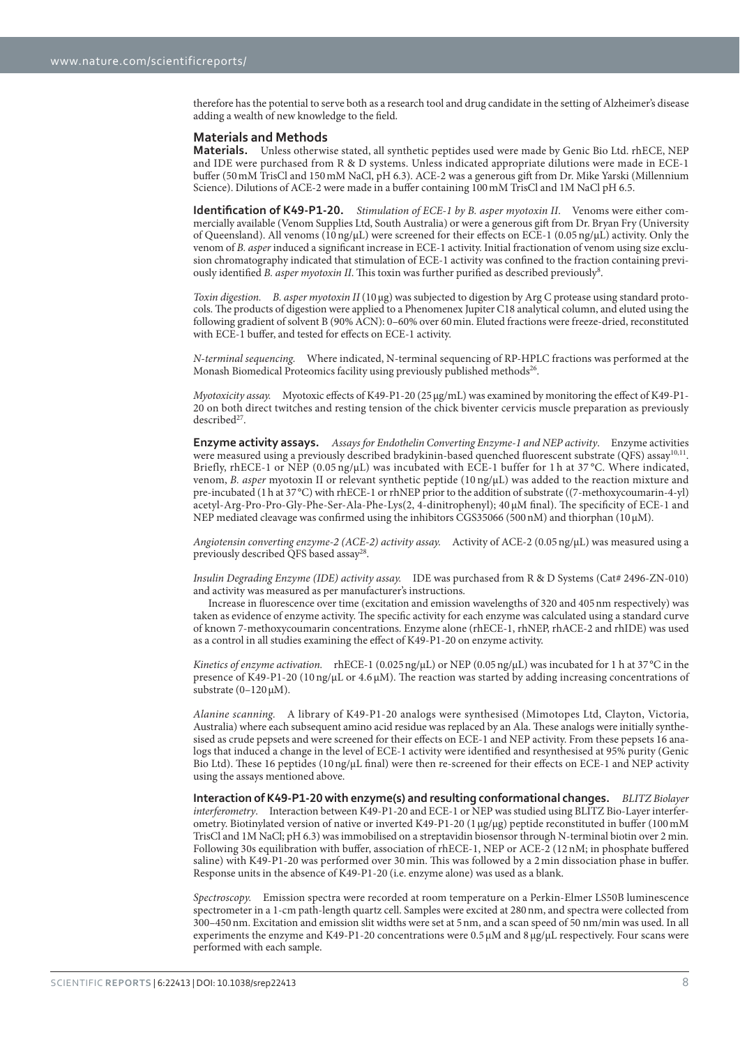therefore has the potential to serve both as a research tool and drug candidate in the setting of Alzheimer's disease adding a wealth of new knowledge to the field.

## Materials and Methods

**Materials.** Unless otherwise stated, all synthetic peptides used were made by Genic Bio Ltd. rhECE, NEP and IDE were purchased from R & D systems. Unless indicated appropriate dilutions were made in ECE-1 buffer (50 mM TrisCl and 150 mM NaCl, pH 6.3). ACE-2 was a generous gift from Dr. Mike Yarski (Millennium Science). Dilutions of ACE-2 were made in a buffer containing 100 mM TrisCl and 1M NaCl pH 6.5.

**Identification of K49-P1-20.** *Stimulation of ECE-1 by B. asper myotoxin II*. Venoms were either commercially available (Venom Supplies Ltd, South Australia) or were a generous gift from Dr. Bryan Fry (University of Queensland). All venoms (10 ng/μL) were screened for their effects on ECE-1 (0.05 ng/μL) activity. Only the venom of *B. asper* induced a significant increase in ECE-1 activity. Initial fractionation of venom using size exclusion chromatography indicated that stimulation of ECE-1 activity was confined to the fraction containing previously identified *B. asper myotoxin II*. This toxin was further purified as described previously[8].

*Toxin digestion.* *B. asper myotoxin II* (10 μg) was subjected to digestion by Arg C protease using standard protocols. The products of digestion were applied to a Phenomenex Jupiter C18 analytical column, and eluted using the following gradient of solvent B (90% ACN): 0–60% over 60 min. Eluted fractions were freeze-dried, reconstituted with ECE-1 buffer, and tested for effects on ECE-1 activity.

*N-terminal sequencing.* Where indicated, N-terminal sequencing of RP-HPLC fractions was performed at the Monash Biomedical Proteomics facility using previously published methods[26].

*Myotoxicity assay.* Myotoxic effects of K49-P1-20 (25 μg/mL) was examined by monitoring the effect of K49-P1-20 on both direct twitches and resting tension of the chick biventer cervicis muscle preparation as previously described[27].

**Enzyme activity assays.** *Assays for Endothelin Converting Enzyme-1 and NEP activity*. Enzyme activities were measured using a previously described bradykinin-based quenched fluorescent substrate (QFS) assay[10,11]. Briefly, rhECE-1 or NEP (0.05 ng/μL) was incubated with ECE-1 buffer for 1 h at 37 °C. Where indicated, venom, *B. asper* myotoxin II or relevant synthetic peptide (10 ng/μL) was added to the reaction mixture and pre-incubated (1 h at 37 °C) with rhECE-1 or rhNEP prior to the addition of substrate ((7-methoxycoumarin-4-yl) acetyl-Arg-Pro-Pro-Gly-Phe-Ser-Ala-Phe-Lys(2, 4-dinitrophenyl); 40 μM final). The specificity of ECE-1 and NEP mediated cleavage was confirmed using the inhibitors CGS35066 (500 nM) and thiorphan (10 μM).

*Angiotensin converting enzyme-2 (ACE-2) activity assay.* Activity of ACE-2 (0.05 ng/μL) was measured using a previously described QFS based assay[28].

*Insulin Degrading Enzyme (IDE) activity assay.* IDE was purchased from R & D Systems (Cat# 2496-ZN-010) and activity was measured as per manufacturer's instructions.

Increase in fluorescence over time (excitation and emission wavelengths of 320 and 405 nm respectively) was taken as evidence of enzyme activity. The specific activity for each enzyme was calculated using a standard curve of known 7-methoxycoumarin concentrations. Enzyme alone (rhECE-1, rhNEP, rhACE-2 and rhIDE) was used as a control in all studies examining the effect of K49-P1-20 on enzyme activity.

*Kinetics of enzyme activation.* rhECE-1 (0.025 ng/μL) or NEP (0.05 ng/μL) was incubated for 1 h at 37 °C in the presence of K49-P1-20 (10 ng/μL or 4.6 μM). The reaction was started by adding increasing concentrations of substrate (0–120 μM).

*Alanine scanning.* A library of K49-P1-20 analogs were synthesised (Mimotopes Ltd, Clayton, Victoria, Australia) where each subsequent amino acid residue was replaced by an Ala. These analogs were initially synthesised as crude pepsets and were screened for their effects on ECE-1 and NEP activity. From these pepsets 16 analogs that induced a change in the level of ECE-1 activity were identified and resynthesised at 95% purity (Genic Bio Ltd). These 16 peptides (10 ng/μL final) were then re-screened for their effects on ECE-1 and NEP activity using the assays mentioned above.

**Interaction of K49-P1-20 with enzyme(s) and resulting conformational changes.** *BLITZ Biolayer interferometry*. Interaction between K49-P1-20 and ECE-1 or NEP was studied using BLITZ Bio-Layer interferometry. Biotinylated version of native or inverted K49-P1-20 (1 μg/μg) peptide reconstituted in buffer (100 mM TrisCl and 1M NaCl; pH 6.3) was immobilised on a streptavidin biosensor through N-terminal biotin over 2 min. Following 30s equilibration with buffer, association of rhECE-1, NEP or ACE-2 (12 nM; in phosphate buffered saline) with K49-P1-20 was performed over 30 min. This was followed by a 2 min dissociation phase in buffer. Response units in the absence of K49-P1-20 (i.e. enzyme alone) was used as a blank.

*Spectroscopy.* Emission spectra were recorded at room temperature on a Perkin-Elmer LS50B luminescence spectrometer in a 1-cm path-length quartz cell. Samples were excited at 280 nm, and spectra were collected from 300–450 nm. Excitation and emission slit widths were set at 5 nm, and a scan speed of 50 nm/min was used. In all experiments the enzyme and K49-P1-20 concentrations were 0.5 μM and 8 μg/μL respectively. Four scans were performed with each sample.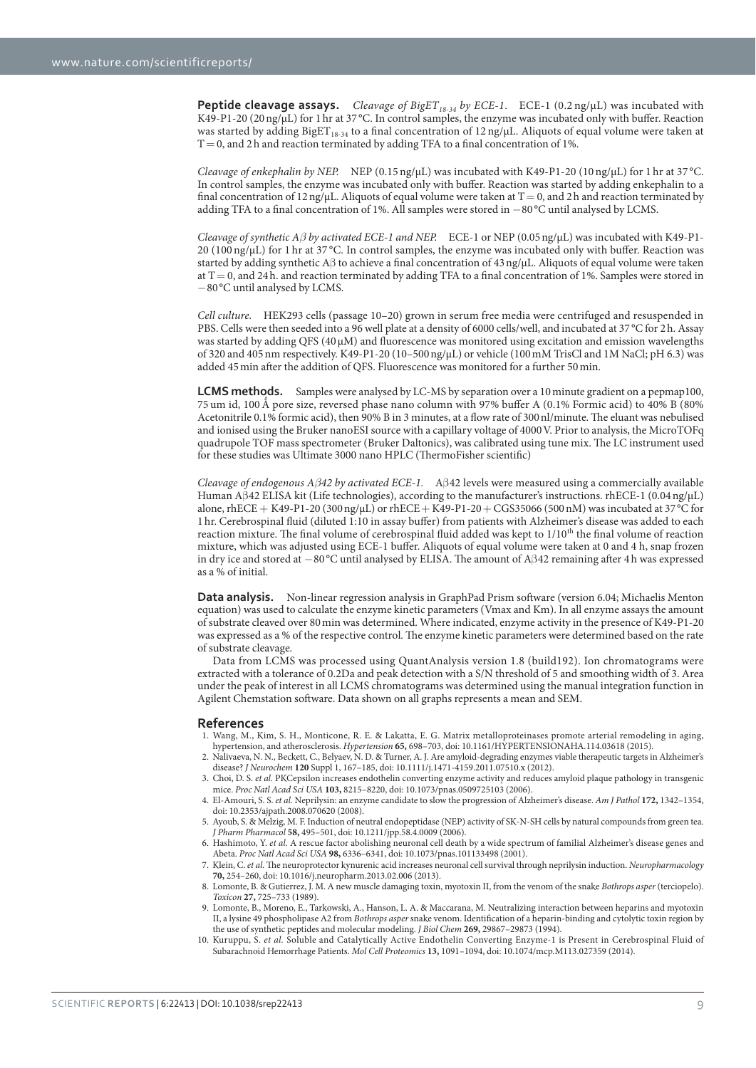**Peptide cleavage assays.** *Cleavage of BigET$_{18-34}$ by ECE-1.* ECE-1 (0.2 ng/μL) was incubated with K49-P1-20 (20 ng/μL) for 1 hr at 37 °C. In control samples, the enzyme was incubated only with buffer. Reaction was started by adding BigET$_{18-34}$ to a final concentration of 12 ng/μL. Aliquots of equal volume were taken at T = 0, and 2 h and reaction terminated by adding TFA to a final concentration of 1%.

*Cleavage of enkephalin by NEP.* NEP (0.15 ng/μL) was incubated with K49-P1-20 (10 ng/μL) for 1 hr at 37 °C. In control samples, the enzyme was incubated only with buffer. Reaction was started by adding enkephalin to a final concentration of 12 ng/μL. Aliquots of equal volume were taken at T = 0, and 2 h and reaction terminated by adding TFA to a final concentration of 1%. All samples were stored in −80 °C until analysed by LCMS.

*Cleavage of synthetic Aβ by activated ECE-1 and NEP.* ECE-1 or NEP (0.05 ng/μL) was incubated with K49-P1-20 (100 ng/μL) for 1 hr at 37 °C. In control samples, the enzyme was incubated only with buffer. Reaction was started by adding synthetic Aβ to achieve a final concentration of 43 ng/μL. Aliquots of equal volume were taken at T = 0, and 24 h. and reaction terminated by adding TFA to a final concentration of 1%. Samples were stored in −80 °C until analysed by LCMS.

*Cell culture.* HEK293 cells (passage 10–20) grown in serum free media were centrifuged and resuspended in PBS. Cells were then seeded into a 96 well plate at a density of 6000 cells/well, and incubated at 37 °C for 2 h. Assay was started by adding QFS (40 μM) and fluorescence was monitored using excitation and emission wavelengths of 320 and 405 nm respectively. K49-P1-20 (10–500 ng/μL) or vehicle (100 mM TrisCl and 1M NaCl; pH 6.3) was added 45 min after the addition of QFS. Fluorescence was monitored for a further 50 min.

**LCMS methods.** Samples were analysed by LC-MS by separation over a 10 minute gradient on a pepmap100, 75 um id, 100 Å pore size, reversed phase nano column with 97% buffer A (0.1% Formic acid) to 40% B (80% Acetonitrile 0.1% formic acid), then 90% B in 3 minutes, at a flow rate of 300 nl/minute. The eluant was nebulised and ionised using the Bruker nanoESI source with a capillary voltage of 4000 V. Prior to analysis, the MicroTOFq quadrupole TOF mass spectrometer (Bruker Daltonics), was calibrated using tune mix. The LC instrument used for these studies was Ultimate 3000 nano HPLC (ThermoFisher scientific)

*Cleavage of endogenous Aβ42 by activated ECE-1.* Aβ42 levels were measured using a commercially available Human Aβ42 ELISA kit (Life technologies), according to the manufacturer's instructions. rhECE-1 (0.04 ng/μL) alone, rhECE + K49-P1-20 (300 ng/μL) or rhECE + K49-P1-20 + CGS35066 (500 nM) was incubated at 37 °C for 1 hr. Cerebrospinal fluid (diluted 1:10 in assay buffer) from patients with Alzheimer's disease was added to each reaction mixture. The final volume of cerebrospinal fluid added was kept to 1/10$^{th}$ the final volume of reaction mixture, which was adjusted using ECE-1 buffer. Aliquots of equal volume were taken at 0 and 4 h, snap frozen in dry ice and stored at −80 °C until analysed by ELISA. The amount of Aβ42 remaining after 4 h was expressed as a % of initial.

**Data analysis.** Non-linear regression analysis in GraphPad Prism software (version 6.04; Michaelis Menton equation) was used to calculate the enzyme kinetic parameters (Vmax and Km). In all enzyme assays the amount of substrate cleaved over 80 min was determined. Where indicated, enzyme activity in the presence of K49-P1-20 was expressed as a % of the respective control. The enzyme kinetic parameters were determined based on the rate of substrate cleavage.

Data from LCMS was processed using QuantAnalysis version 1.8 (build192). Ion chromatograms were extracted with a tolerance of 0.2Da and peak detection with a S/N threshold of 5 and smoothing width of 3. Area under the peak of interest in all LCMS chromatograms was determined using the manual integration function in Agilent Chemstation software. Data shown on all graphs represents a mean and SEM.

## References

1. Wang, M., Kim, S. H., Monticone, R. E. & Lakatta, E. G. Matrix metalloproteinases promote arterial remodeling in aging, hypertension, and atherosclerosis. *Hypertension* **65,** 698–703, doi: 10.1161/HYPERTENSIONAHA.114.03618 (2015).
2. Nalivaeva, N. N., Beckett, C., Belyaev, N. D. & Turner, A. J. Are amyloid-degrading enzymes viable therapeutic targets in Alzheimer's disease? *J Neurochem* **120** Suppl 1, 167–185, doi: 10.1111/j.1471-4159.2011.07510.x (2012).
3. Choi, D. S. *et al.* PKCepsilon increases endothelin converting enzyme activity and reduces amyloid plaque pathology in transgenic mice. *Proc Natl Acad Sci USA* **103,** 8215–8220, doi: 10.1073/pnas.0509725103 (2006).
4. El-Amouri, S. S. *et al.* Neprilysin: an enzyme candidate to slow the progression of Alzheimer's disease. *Am J Pathol* **172,** 1342–1354, doi: 10.2353/ajpath.2008.070620 (2008).
5. Ayoub, S. & Melzig, M. F. Induction of neutral endopeptidase (NEP) activity of SK-N-SH cells by natural compounds from green tea. *J Pharm Pharmacol* **58,** 495–501, doi: 10.1211/jpp.58.4.0009 (2006).
6. Hashimoto, Y. *et al.* A rescue factor abolishing neuronal cell death by a wide spectrum of familial Alzheimer's disease genes and Abeta. *Proc Natl Acad Sci USA* **98,** 6336–6341, doi: 10.1073/pnas.101133498 (2001).
7. Klein, C. *et al.* The neuroprotector kynurenic acid increases neuronal cell survival through neprilysin induction. *Neuropharmacology* **70,** 254–260, doi: 10.1016/j.neuropharm.2013.02.006 (2013).
8. Lomonte, B. & Gutierrez, J. M. A new muscle damaging toxin, myotoxin II, from the venom of the snake *Bothrops asper* (terciopelo). *Toxicon* **27,** 725–733 (1989).
9. Lomonte, B., Moreno, E., Tarkowski, A., Hanson, L. A. & Maccarana, M. Neutralizing interaction between heparins and myotoxin II, a lysine 49 phospholipase A2 from *Bothrops asper* snake venom. Identification of a heparin-binding and cytolytic toxin region by the use of synthetic peptides and molecular modeling. *J Biol Chem* **269,** 29867–29873 (1994).
10. Kuruppu, S. *et al.* Soluble and Catalytically Active Endothelin Converting Enzyme-1 is Present in Cerebrospinal Fluid of Subarachnoid Hemorrhage Patients. *Mol Cell Proteomics* **13,** 1091–1094, doi: 10.1074/mcp.M113.027359 (2014).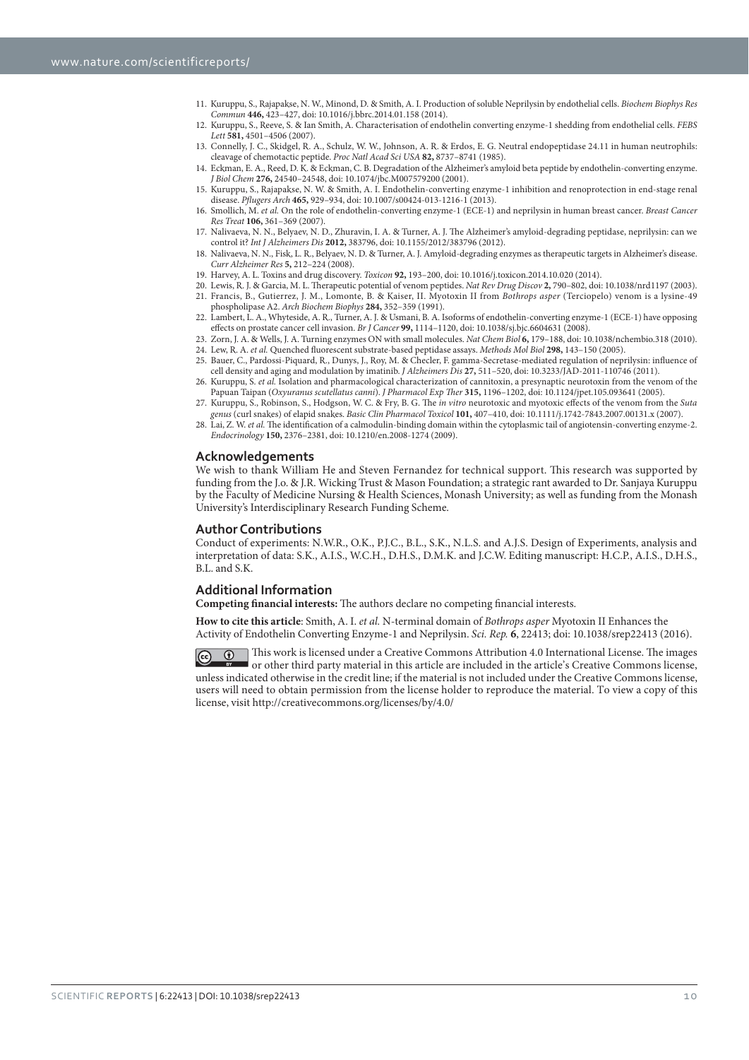11. Kuruppu, S., Rajapakse, N. W., Minond, D. & Smith, A. I. Production of soluble Neprilysin by endothelial cells. *Biochem Biophys Res Commun* **446,** 423–427, doi: 10.1016/j.bbrc.2014.01.158 (2014).
12. Kuruppu, S., Reeve, S. & Ian Smith, A. Characterisation of endothelin converting enzyme-1 shedding from endothelial cells. *FEBS Lett* **581,** 4501–4506 (2007).
13. Connelly, J. C., Skidgel, R. A., Schulz, W. W., Johnson, A. R. & Erdos, E. G. Neutral endopeptidase 24.11 in human neutrophils: cleavage of chemotactic peptide. *Proc Natl Acad Sci USA* **82,** 8737–8741 (1985).
14. Eckman, E. A., Reed, D. K. & Eckman, C. B. Degradation of the Alzheimer's amyloid beta peptide by endothelin-converting enzyme. *J Biol Chem* **276,** 24540–24548, doi: 10.1074/jbc.M007579200 (2001).
15. Kuruppu, S., Rajapakse, N. W. & Smith, A. I. Endothelin-converting enzyme-1 inhibition and renoprotection in end-stage renal disease. *Pflugers Arch* **465,** 929–934, doi: 10.1007/s00424-013-1216-1 (2013).
16. Smollich, M. *et al.* On the role of endothelin-converting enzyme-1 (ECE-1) and neprilysin in human breast cancer. *Breast Cancer Res Treat* **106,** 361–369 (2007).
17. Nalivaeva, N. N., Belyaev, N. D., Zhuravin, I. A. & Turner, A. J. The Alzheimer's amyloid-degrading peptidase, neprilysin: can we control it? *Int J Alzheimers Dis* **2012,** 383796, doi: 10.1155/2012/383796 (2012).
18. Nalivaeva, N. N., Fisk, L. R., Belyaev, N. D. & Turner, A. J. Amyloid-degrading enzymes as therapeutic targets in Alzheimer's disease. *Curr Alzheimer Res* **5,** 212–224 (2008).
19. Harvey, A. L. Toxins and drug discovery. *Toxicon* **92,** 193–200, doi: 10.1016/j.toxicon.2014.10.020 (2014).
20. Lewis, R. J. & Garcia, M. L. Therapeutic potential of venom peptides. *Nat Rev Drug Discov* **2,** 790–802, doi: 10.1038/nrd1197 (2003).
21. Francis, B., Gutierrez, J. M., Lomonte, B. & Kaiser, II. Myotoxin II from *Bothrops asper* (Terciopelo) venom is a lysine-49 phospholipase A2. *Arch Biochem Biophys* **284,** 352–359 (1991).
22. Lambert, L. A., Whyteside, A. R., Turner, A. J. & Usmani, B. A. Isoforms of endothelin-converting enzyme-1 (ECE-1) have opposing effects on prostate cancer cell invasion. *Br J Cancer* **99,** 1114–1120, doi: 10.1038/sj.bjc.6604631 (2008).
23. Zorn, J. A. & Wells, J. A. Turning enzymes ON with small molecules. *Nat Chem Biol* **6,** 179–188, doi: 10.1038/nchembio.318 (2010).
24. Lew, R. A. *et al.* Quenched fluorescent substrate-based peptidase assays. *Methods Mol Biol* **298,** 143–150 (2005).
25. Bauer, C., Pardossi-Piquard, R., Dunys, J., Roy, M. & Checler, F. gamma-Secretase-mediated regulation of neprilysin: influence of cell density and aging and modulation by imatinib. *J Alzheimers Dis* **27,** 511–520, doi: 10.3233/JAD-2011-110746 (2011).
26. Kuruppu, S. *et al.* Isolation and pharmacological characterization of cannitoxin, a presynaptic neurotoxin from the venom of the Papuan Taipan (*Oxyuranus scutellatus canni*). *J Pharmacol Exp Ther* **315,** 1196–1202, doi: 10.1124/jpet.105.093641 (2005).
27. Kuruppu, S., Robinson, S., Hodgson, W. C. & Fry, B. G. The *in vitro* neurotoxic and myotoxic effects of the venom from the *Suta genus* (curl snakes) of elapid snakes. *Basic Clin Pharmacol Toxicol* **101,** 407–410, doi: 10.1111/j.1742-7843.2007.00131.x (2007).
28. Lai, Z. W. *et al.* The identification of a calmodulin-binding domain within the cytoplasmic tail of angiotensin-converting enzyme-2. *Endocrinology* **150,** 2376–2381, doi: 10.1210/en.2008-1274 (2009).

## Acknowledgements

We wish to thank William He and Steven Fernandez for technical support. This research was supported by funding from the J.o. & J.R. Wicking Trust & Mason Foundation; a strategic rant awarded to Dr. Sanjaya Kuruppu by the Faculty of Medicine Nursing & Health Sciences, Monash University; as well as funding from the Monash University's Interdisciplinary Research Funding Scheme.

## Author Contributions

Conduct of experiments: N.W.R., O.K., P.J.C., B.L., S.K., N.L.S. and A.J.S. Design of Experiments, analysis and interpretation of data: S.K., A.I.S., W.C.H., D.H.S., D.M.K. and J.C.W. Editing manuscript: H.C.P., A.I.S., D.H.S., B.L. and S.K.

## Additional Information

**Competing financial interests:** The authors declare no competing financial interests.

**How to cite this article**: Smith, A. I. *et al.* N-terminal domain of *Bothrops asper* Myotoxin II Enhances the Activity of Endothelin Converting Enzyme-1 and Neprilysin. *Sci. Rep.* **6**, 22413; doi: 10.1038/srep22413 (2016).

This work is licensed under a Creative Commons Attribution 4.0 International License. The images or other third party material in this article are included in the article's Creative Commons license, unless indicated otherwise in the credit line; if the material is not included under the Creative Commons license, users will need to obtain permission from the license holder to reproduce the material. To view a copy of this license, visit http://creativecommons.org/licenses/by/4.0/